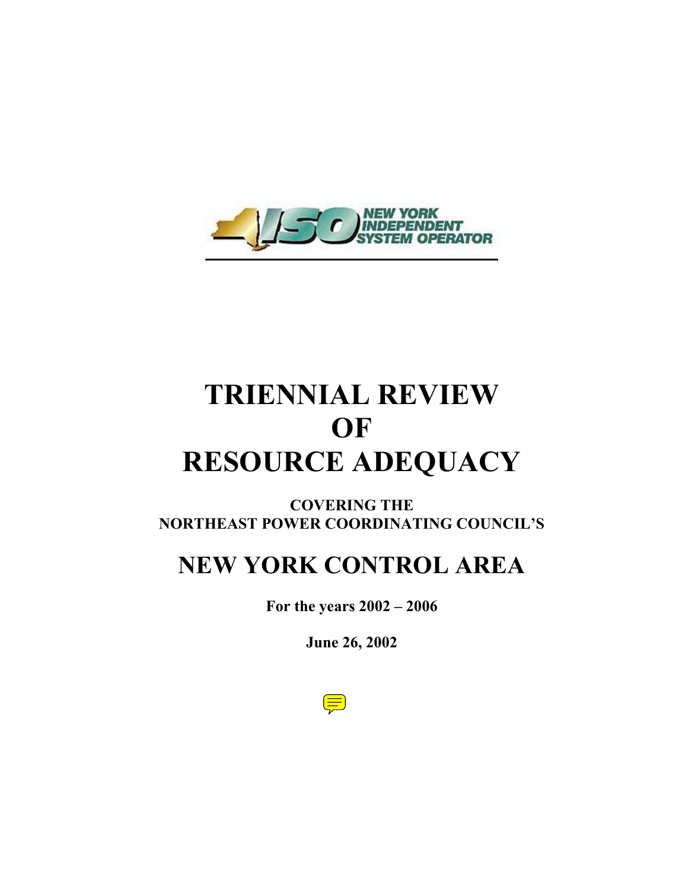NEW YORK INDEPENDENT SYSTEM OPERATOR

# TRIENNIAL REVIEW OF RESOURCE ADEQUACY

**COVERING THE NORTHEAST POWER COORDINATING COUNCIL'S**

# NEW YORK CONTROL AREA

**For the years 2002 – 2006**

**June 26, 2002**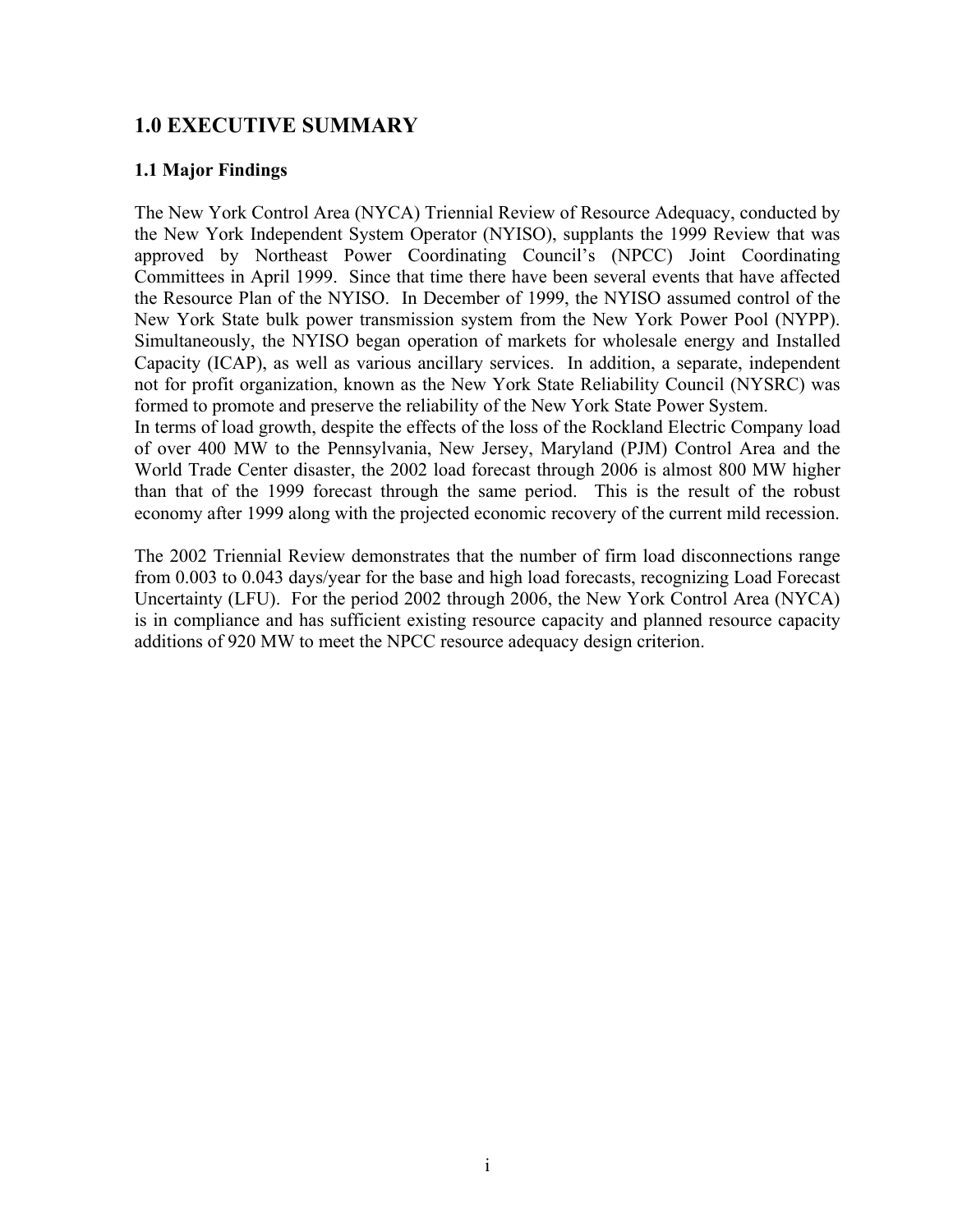# 1.0 EXECUTIVE SUMMARY

## 1.1 Major Findings

The New York Control Area (NYCA) Triennial Review of Resource Adequacy, conducted by the New York Independent System Operator (NYISO), supplants the 1999 Review that was approved by Northeast Power Coordinating Council's (NPCC) Joint Coordinating Committees in April 1999. Since that time there have been several events that have affected the Resource Plan of the NYISO. In December of 1999, the NYISO assumed control of the New York State bulk power transmission system from the New York Power Pool (NYPP). Simultaneously, the NYISO began operation of markets for wholesale energy and Installed Capacity (ICAP), as well as various ancillary services. In addition, a separate, independent not for profit organization, known as the New York State Reliability Council (NYSRC) was formed to promote and preserve the reliability of the New York State Power System.

In terms of load growth, despite the effects of the loss of the Rockland Electric Company load of over 400 MW to the Pennsylvania, New Jersey, Maryland (PJM) Control Area and the World Trade Center disaster, the 2002 load forecast through 2006 is almost 800 MW higher than that of the 1999 forecast through the same period. This is the result of the robust economy after 1999 along with the projected economic recovery of the current mild recession.

The 2002 Triennial Review demonstrates that the number of firm load disconnections range from 0.003 to 0.043 days/year for the base and high load forecasts, recognizing Load Forecast Uncertainty (LFU). For the period 2002 through 2006, the New York Control Area (NYCA) is in compliance and has sufficient existing resource capacity and planned resource capacity additions of 920 MW to meet the NPCC resource adequacy design criterion.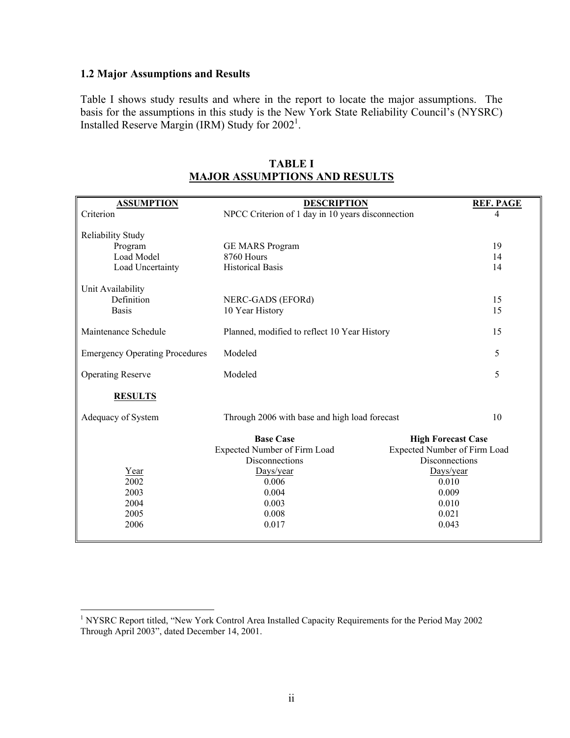### 1.2 Major Assumptions and Results

Table I shows study results and where in the report to locate the major assumptions. The basis for the assumptions in this study is the New York State Reliability Council's (NYSRC) Installed Reserve Margin (IRM) Study for 2002[1].

**TABLE I**
**MAJOR ASSUMPTIONS AND RESULTS**

| ASSUMPTION | DESCRIPTION | | REF. PAGE |
|---|---|---|---|
| Criterion | NPCC Criterion of 1 day in 10 years disconnection | | 4 |
| Reliability Study | | | |
| Program | GE MARS Program | | 19 |
| Load Model | 8760 Hours | | 14 |
| Load Uncertainty | Historical Basis | | 14 |
| Unit Availability | | | |
| Definition | NERC-GADS (EFORd) | | 15 |
| Basis | 10 Year History | | 15 |
| Maintenance Schedule | Planned, modified to reflect 10 Year History | | 15 |
| Emergency Operating Procedures | Modeled | | 5 |
| Operating Reserve | Modeled | | 5 |
| **RESULTS** | | | |
| Adequacy of System | Through 2006 with base and high load forecast | | 10 |
| | **Base Case** | **High Forecast Case** | |
| | Expected Number of Firm Load Disconnections | Expected Number of Firm Load Disconnections | |
| Year | Days/year | Days/year | |
| 2002 | 0.006 | 0.010 | |
| 2003 | 0.004 | 0.009 | |
| 2004 | 0.003 | 0.010 | |
| 2005 | 0.008 | 0.021 | |
| 2006 | 0.017 | 0.043 | |

[1] NYSRC Report titled, "New York Control Area Installed Capacity Requirements for the Period May 2002 Through April 2003", dated December 14, 2001.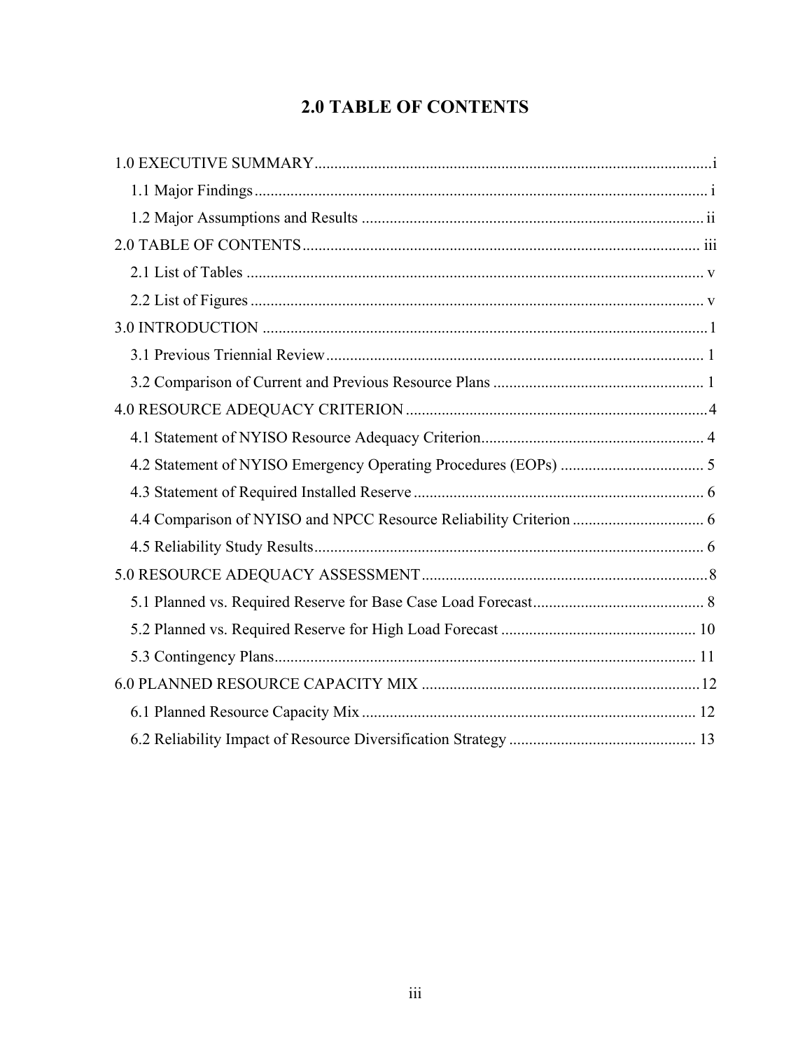# 2.0 TABLE OF CONTENTS

1.0 EXECUTIVE SUMMARY .......... i

- 1.1 Major Findings .......... i
- 1.2 Major Assumptions and Results .......... ii

2.0 TABLE OF CONTENTS .......... iii

- 2.1 List of Tables .......... v
- 2.2 List of Figures .......... v

3.0 INTRODUCTION .......... 1

- 3.1 Previous Triennial Review .......... 1
- 3.2 Comparison of Current and Previous Resource Plans .......... 1

4.0 RESOURCE ADEQUACY CRITERION .......... 4

- 4.1 Statement of NYISO Resource Adequacy Criterion .......... 4
- 4.2 Statement of NYISO Emergency Operating Procedures (EOPs) .......... 5
- 4.3 Statement of Required Installed Reserve .......... 6
- 4.4 Comparison of NYISO and NPCC Resource Reliability Criterion .......... 6
- 4.5 Reliability Study Results .......... 6

5.0 RESOURCE ADEQUACY ASSESSMENT .......... 8

- 5.1 Planned vs. Required Reserve for Base Case Load Forecast .......... 8
- 5.2 Planned vs. Required Reserve for High Load Forecast .......... 10
- 5.3 Contingency Plans .......... 11

6.0 PLANNED RESOURCE CAPACITY MIX .......... 12

- 6.1 Planned Resource Capacity Mix .......... 12
- 6.2 Reliability Impact of Resource Diversification Strategy .......... 13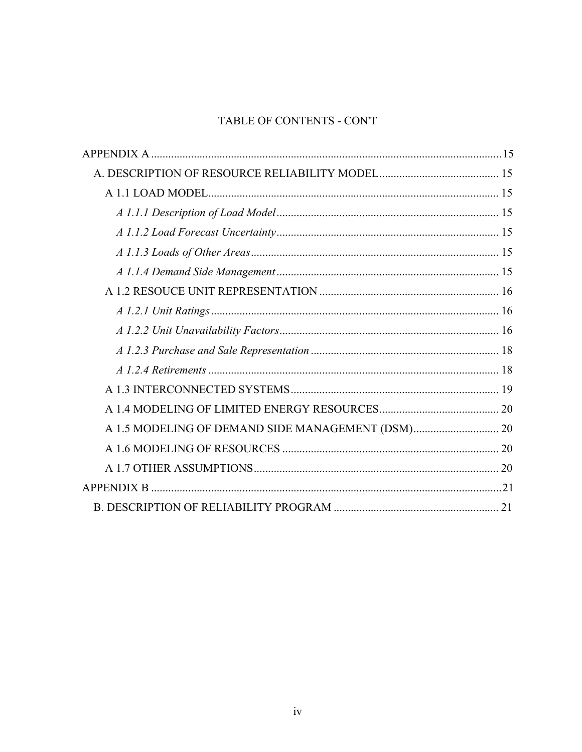TABLE OF CONTENTS - CON'T

- APPENDIX A .......... 15
  - A. DESCRIPTION OF RESOURCE RELIABILITY MODEL .......... 15
    - A 1.1 LOAD MODEL .......... 15
      - *A 1.1.1 Description of Load Model* .......... 15
      - *A 1.1.2 Load Forecast Uncertainty* .......... 15
      - *A 1.1.3 Loads of Other Areas* .......... 15
      - *A 1.1.4 Demand Side Management* .......... 15
    - A 1.2 RESOUCE UNIT REPRESENTATION .......... 16
      - *A 1.2.1 Unit Ratings* .......... 16
      - *A 1.2.2 Unit Unavailability Factors* .......... 16
      - *A 1.2.3 Purchase and Sale Representation* .......... 18
      - *A 1.2.4 Retirements* .......... 18
    - A 1.3 INTERCONNECTED SYSTEMS .......... 19
    - A 1.4 MODELING OF LIMITED ENERGY RESOURCES .......... 20
    - A 1.5 MODELING OF DEMAND SIDE MANAGEMENT (DSM) .......... 20
    - A 1.6 MODELING OF RESOURCES .......... 20
    - A 1.7 OTHER ASSUMPTIONS .......... 20
- APPENDIX B .......... 21
  - B. DESCRIPTION OF RELIABILITY PROGRAM .......... 21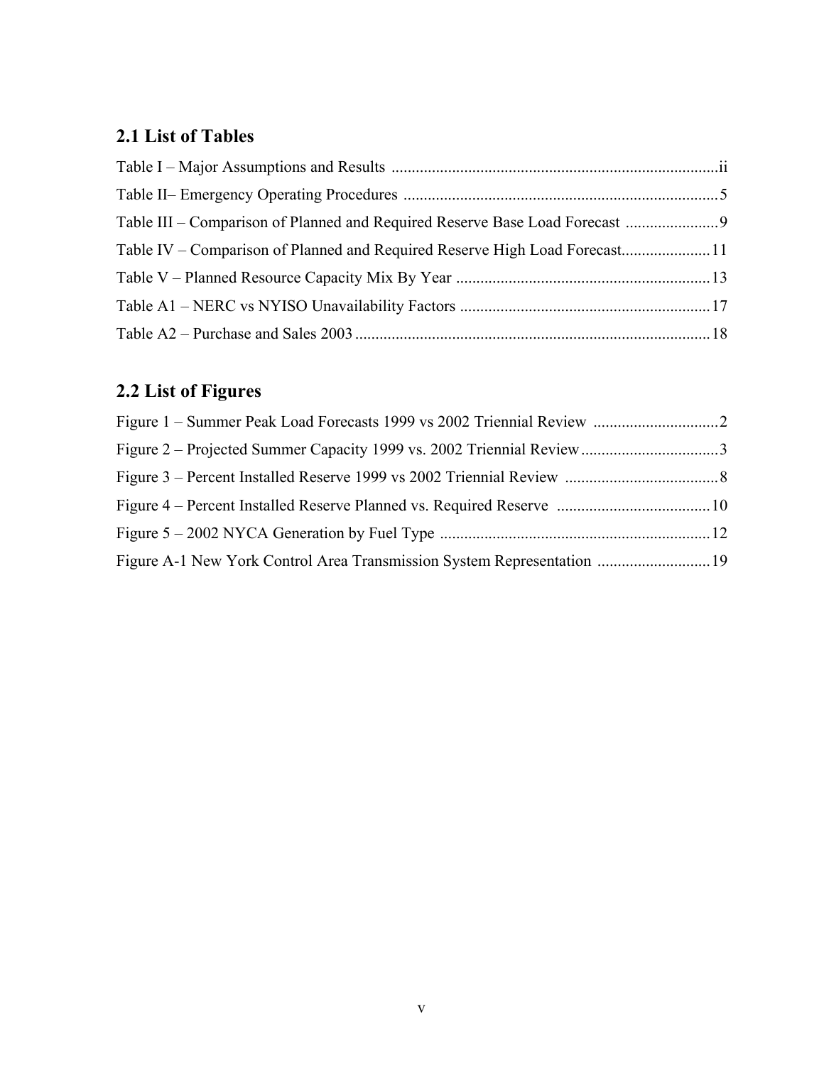## 2.1 List of Tables

Table I – Major Assumptions and Results ....................................................................................ii

Table II– Emergency Operating Procedures ..............................................................................5

Table III – Comparison of Planned and Required Reserve Base Load Forecast .......................9

Table IV – Comparison of Planned and Required Reserve High Load Forecast......................11

Table V – Planned Resource Capacity Mix By Year ...............................................................13

Table A1 – NERC vs NYISO Unavailability Factors .............................................................17

Table A2 – Purchase and Sales 2003........................................................................................18

## 2.2 List of Figures

Figure 1 – Summer Peak Load Forecasts 1999 vs 2002 Triennial Review ...............................2

Figure 2 – Projected Summer Capacity 1999 vs. 2002 Triennial Review..................................3

Figure 3 – Percent Installed Reserve 1999 vs 2002 Triennial Review ......................................8

Figure 4 – Percent Installed Reserve Planned vs. Required Reserve ......................................10

Figure 5 – 2002 NYCA Generation by Fuel Type ...................................................................12

Figure A-1 New York Control Area Transmission System Representation ............................19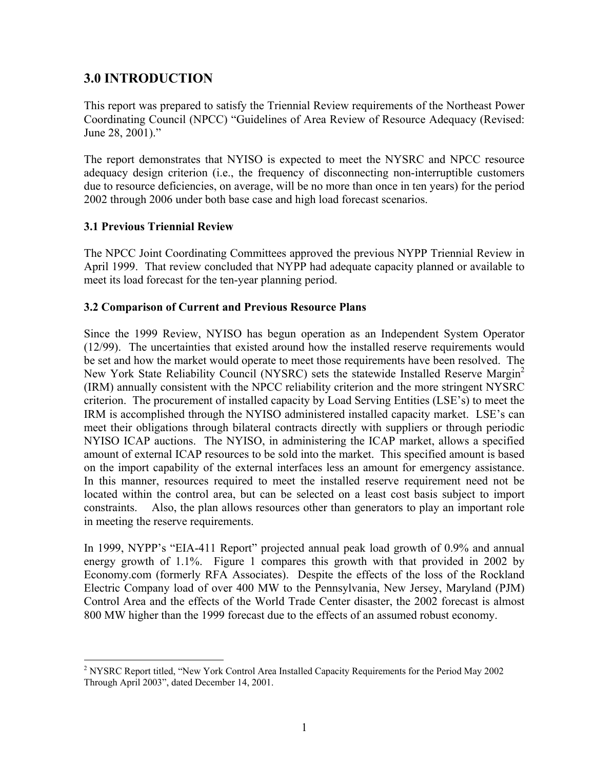## 3.0 INTRODUCTION

This report was prepared to satisfy the Triennial Review requirements of the Northeast Power Coordinating Council (NPCC) "Guidelines of Area Review of Resource Adequacy (Revised: June 28, 2001)."

The report demonstrates that NYISO is expected to meet the NYSRC and NPCC resource adequacy design criterion (i.e., the frequency of disconnecting non-interruptible customers due to resource deficiencies, on average, will be no more than once in ten years) for the period 2002 through 2006 under both base case and high load forecast scenarios.

### 3.1 Previous Triennial Review

The NPCC Joint Coordinating Committees approved the previous NYPP Triennial Review in April 1999. That review concluded that NYPP had adequate capacity planned or available to meet its load forecast for the ten-year planning period.

### 3.2 Comparison of Current and Previous Resource Plans

Since the 1999 Review, NYISO has begun operation as an Independent System Operator (12/99). The uncertainties that existed around how the installed reserve requirements would be set and how the market would operate to meet those requirements have been resolved. The New York State Reliability Council (NYSRC) sets the statewide Installed Reserve Margin[2] (IRM) annually consistent with the NPCC reliability criterion and the more stringent NYSRC criterion. The procurement of installed capacity by Load Serving Entities (LSE's) to meet the IRM is accomplished through the NYISO administered installed capacity market. LSE's can meet their obligations through bilateral contracts directly with suppliers or through periodic NYISO ICAP auctions. The NYISO, in administering the ICAP market, allows a specified amount of external ICAP resources to be sold into the market. This specified amount is based on the import capability of the external interfaces less an amount for emergency assistance. In this manner, resources required to meet the installed reserve requirement need not be located within the control area, but can be selected on a least cost basis subject to import constraints. Also, the plan allows resources other than generators to play an important role in meeting the reserve requirements.

In 1999, NYPP's "EIA-411 Report" projected annual peak load growth of 0.9% and annual energy growth of 1.1%. Figure 1 compares this growth with that provided in 2002 by Economy.com (formerly RFA Associates). Despite the effects of the loss of the Rockland Electric Company load of over 400 MW to the Pennsylvania, New Jersey, Maryland (PJM) Control Area and the effects of the World Trade Center disaster, the 2002 forecast is almost 800 MW higher than the 1999 forecast due to the effects of an assumed robust economy.

---

[2] NYSRC Report titled, "New York Control Area Installed Capacity Requirements for the Period May 2002 Through April 2003", dated December 14, 2001.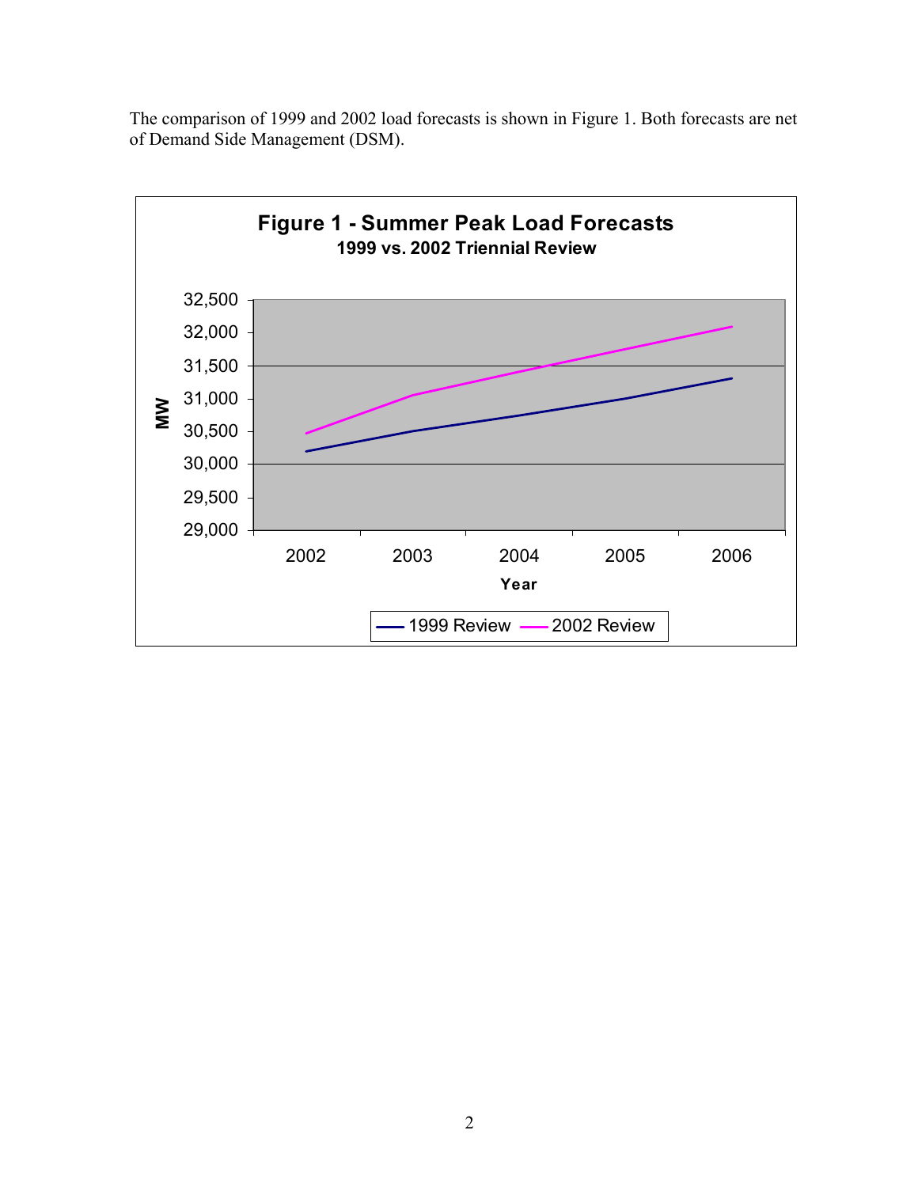The comparison of 1999 and 2002 load forecasts is shown in Figure 1. Both forecasts are net of Demand Side Management (DSM).

**Figure 1 - Summer Peak Load Forecasts**
**1999 vs. 2002 Triennial Review**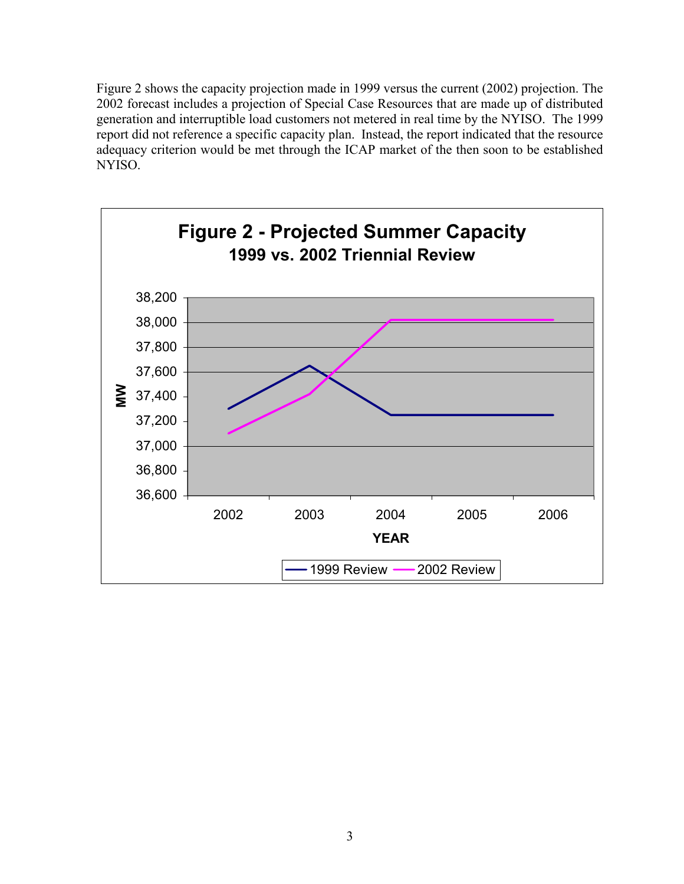Figure 2 shows the capacity projection made in 1999 versus the current (2002) projection. The 2002 forecast includes a projection of Special Case Resources that are made up of distributed generation and interruptible load customers not metered in real time by the NYISO. The 1999 report did not reference a specific capacity plan. Instead, the report indicated that the resource adequacy criterion would be met through the ICAP market of the then soon to be established NYISO.

**Figure 2 - Projected Summer Capacity**
**1999 vs. 2002 Triennial Review**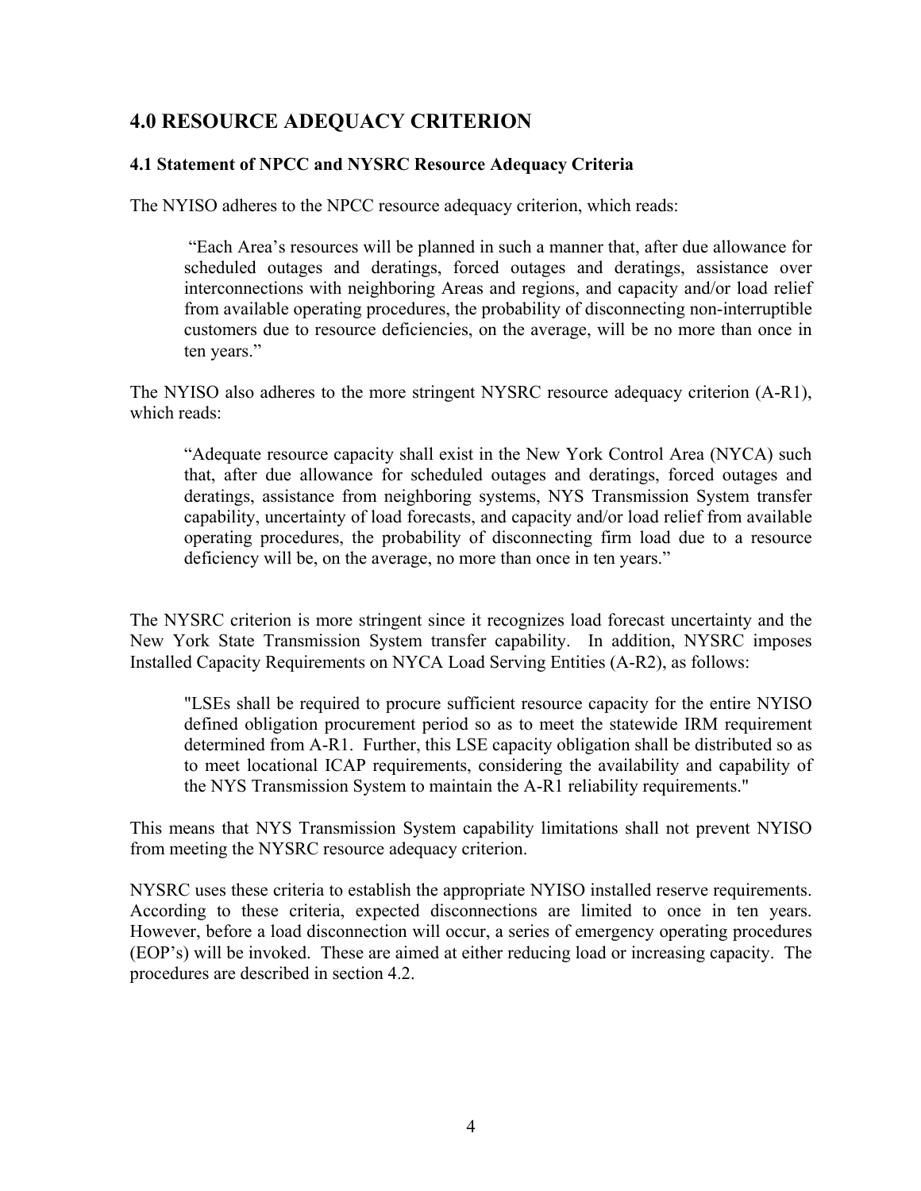# 4.0 RESOURCE ADEQUACY CRITERION

## 4.1 Statement of NPCC and NYSRC Resource Adequacy Criteria

The NYISO adheres to the NPCC resource adequacy criterion, which reads:

> "Each Area's resources will be planned in such a manner that, after due allowance for scheduled outages and deratings, forced outages and deratings, assistance over interconnections with neighboring Areas and regions, and capacity and/or load relief from available operating procedures, the probability of disconnecting non-interruptible customers due to resource deficiencies, on the average, will be no more than once in ten years."

The NYISO also adheres to the more stringent NYSRC resource adequacy criterion (A-R1), which reads:

> "Adequate resource capacity shall exist in the New York Control Area (NYCA) such that, after due allowance for scheduled outages and deratings, forced outages and deratings, assistance from neighboring systems, NYS Transmission System transfer capability, uncertainty of load forecasts, and capacity and/or load relief from available operating procedures, the probability of disconnecting firm load due to a resource deficiency will be, on the average, no more than once in ten years."

The NYSRC criterion is more stringent since it recognizes load forecast uncertainty and the New York State Transmission System transfer capability. In addition, NYSRC imposes Installed Capacity Requirements on NYCA Load Serving Entities (A-R2), as follows:

> "LSEs shall be required to procure sufficient resource capacity for the entire NYISO defined obligation procurement period so as to meet the statewide IRM requirement determined from A-R1. Further, this LSE capacity obligation shall be distributed so as to meet locational ICAP requirements, considering the availability and capability of the NYS Transmission System to maintain the A-R1 reliability requirements."

This means that NYS Transmission System capability limitations shall not prevent NYISO from meeting the NYSRC resource adequacy criterion.

NYSRC uses these criteria to establish the appropriate NYISO installed reserve requirements. According to these criteria, expected disconnections are limited to once in ten years. However, before a load disconnection will occur, a series of emergency operating procedures (EOP's) will be invoked. These are aimed at either reducing load or increasing capacity. The procedures are described in section 4.2.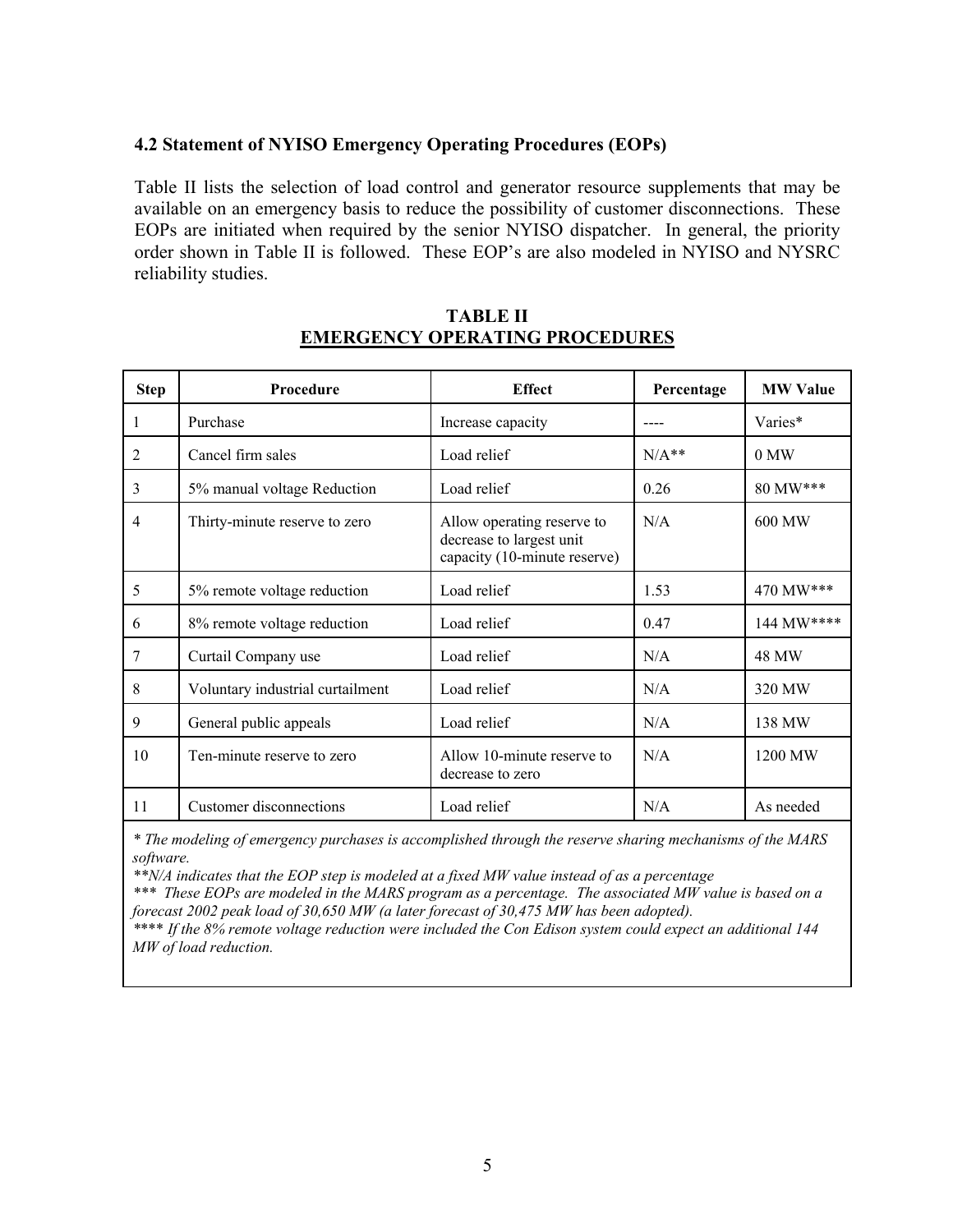### 4.2 Statement of NYISO Emergency Operating Procedures (EOPs)

Table II lists the selection of load control and generator resource supplements that may be available on an emergency basis to reduce the possibility of customer disconnections. These EOPs are initiated when required by the senior NYISO dispatcher. In general, the priority order shown in Table II is followed. These EOP's are also modeled in NYISO and NYSRC reliability studies.

**TABLE II**
**EMERGENCY OPERATING PROCEDURES**

| Step | Procedure | Effect | Percentage | MW Value |
|---|---|---|---|---|
| 1 | Purchase | Increase capacity | ---- | Varies* |
| 2 | Cancel firm sales | Load relief | N/A** | 0 MW |
| 3 | 5% manual voltage Reduction | Load relief | 0.26 | 80 MW*** |
| 4 | Thirty-minute reserve to zero | Allow operating reserve to decrease to largest unit capacity (10-minute reserve) | N/A | 600 MW |
| 5 | 5% remote voltage reduction | Load relief | 1.53 | 470 MW*** |
| 6 | 8% remote voltage reduction | Load relief | 0.47 | 144 MW**** |
| 7 | Curtail Company use | Load relief | N/A | 48 MW |
| 8 | Voluntary industrial curtailment | Load relief | N/A | 320 MW |
| 9 | General public appeals | Load relief | N/A | 138 MW |
| 10 | Ten-minute reserve to zero | Allow 10-minute reserve to decrease to zero | N/A | 1200 MW |
| 11 | Customer disconnections | Load relief | N/A | As needed |

*\* The modeling of emergency purchases is accomplished through the reserve sharing mechanisms of the MARS software.*
*\*\*N/A indicates that the EOP step is modeled at a fixed MW value instead of as a percentage*
*\*\*\* These EOPs are modeled in the MARS program as a percentage. The associated MW value is based on a forecast 2002 peak load of 30,650 MW (a later forecast of 30,475 MW has been adopted).*
*\*\*\*\* If the 8% remote voltage reduction were included the Con Edison system could expect an additional 144 MW of load reduction.*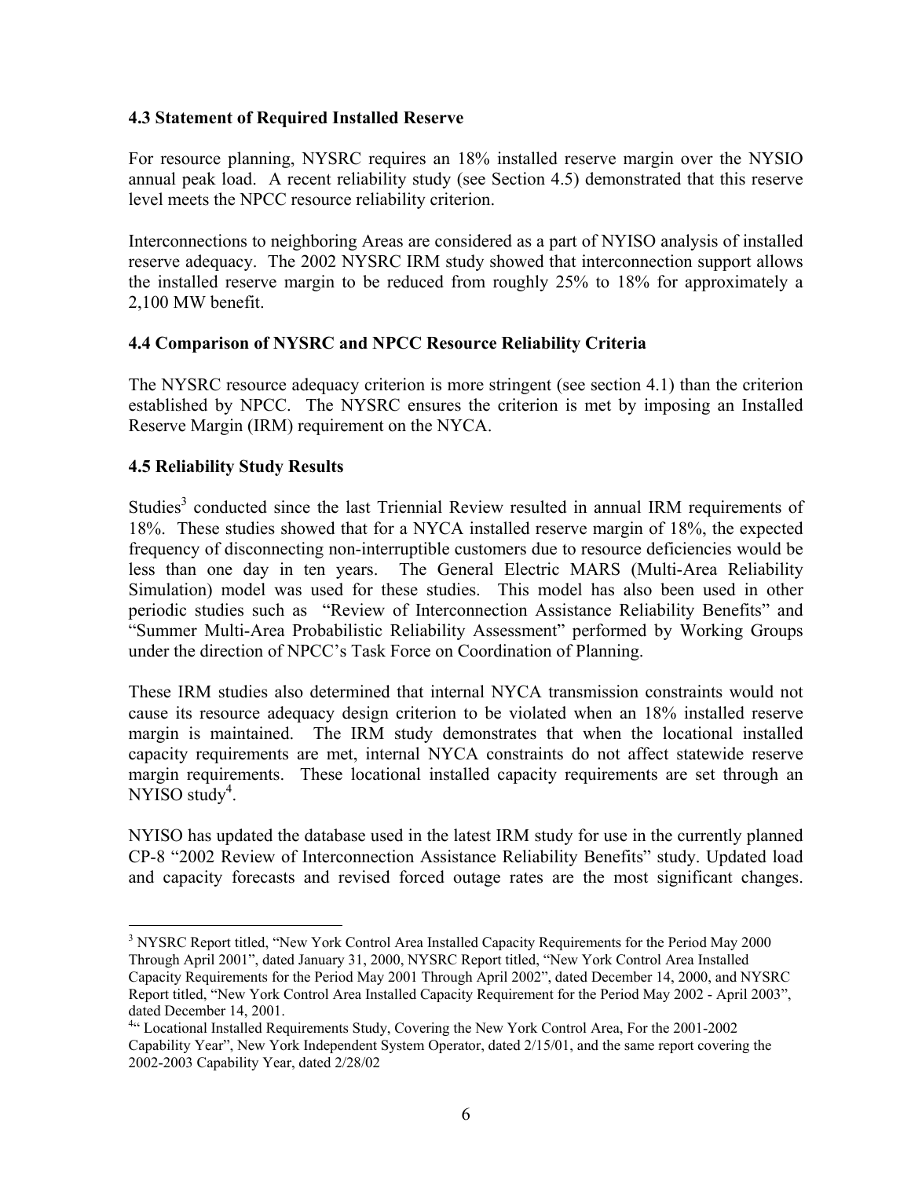### 4.3 Statement of Required Installed Reserve

For resource planning, NYSRC requires an 18% installed reserve margin over the NYSIO annual peak load. A recent reliability study (see Section 4.5) demonstrated that this reserve level meets the NPCC resource reliability criterion.

Interconnections to neighboring Areas are considered as a part of NYISO analysis of installed reserve adequacy. The 2002 NYSRC IRM study showed that interconnection support allows the installed reserve margin to be reduced from roughly 25% to 18% for approximately a 2,100 MW benefit.

### 4.4 Comparison of NYSRC and NPCC Resource Reliability Criteria

The NYSRC resource adequacy criterion is more stringent (see section 4.1) than the criterion established by NPCC. The NYSRC ensures the criterion is met by imposing an Installed Reserve Margin (IRM) requirement on the NYCA.

### 4.5 Reliability Study Results

Studies[3] conducted since the last Triennial Review resulted in annual IRM requirements of 18%. These studies showed that for a NYCA installed reserve margin of 18%, the expected frequency of disconnecting non-interruptible customers due to resource deficiencies would be less than one day in ten years. The General Electric MARS (Multi-Area Reliability Simulation) model was used for these studies. This model has also been used in other periodic studies such as "Review of Interconnection Assistance Reliability Benefits" and "Summer Multi-Area Probabilistic Reliability Assessment" performed by Working Groups under the direction of NPCC's Task Force on Coordination of Planning.

These IRM studies also determined that internal NYCA transmission constraints would not cause its resource adequacy design criterion to be violated when an 18% installed reserve margin is maintained. The IRM study demonstrates that when the locational installed capacity requirements are met, internal NYCA constraints do not affect statewide reserve margin requirements. These locational installed capacity requirements are set through an NYISO study[4].

NYISO has updated the database used in the latest IRM study for use in the currently planned CP-8 "2002 Review of Interconnection Assistance Reliability Benefits" study. Updated load and capacity forecasts and revised forced outage rates are the most significant changes.

---

[3] NYSRC Report titled, "New York Control Area Installed Capacity Requirements for the Period May 2000 Through April 2001", dated January 31, 2000, NYSRC Report titled, "New York Control Area Installed Capacity Requirements for the Period May 2001 Through April 2002", dated December 14, 2000, and NYSRC Report titled, "New York Control Area Installed Capacity Requirement for the Period May 2002 - April 2003", dated December 14, 2001.

[4] " Locational Installed Requirements Study, Covering the New York Control Area, For the 2001-2002 Capability Year", New York Independent System Operator, dated 2/15/01, and the same report covering the 2002-2003 Capability Year, dated 2/28/02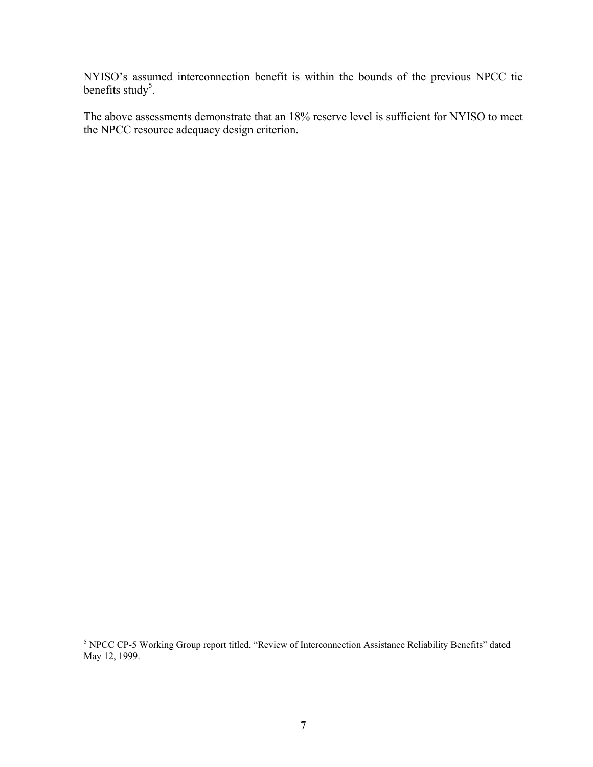NYISO's assumed interconnection benefit is within the bounds of the previous NPCC tie benefits study[5].

The above assessments demonstrate that an 18% reserve level is sufficient for NYISO to meet the NPCC resource adequacy design criterion.

[5] NPCC CP-5 Working Group report titled, "Review of Interconnection Assistance Reliability Benefits" dated May 12, 1999.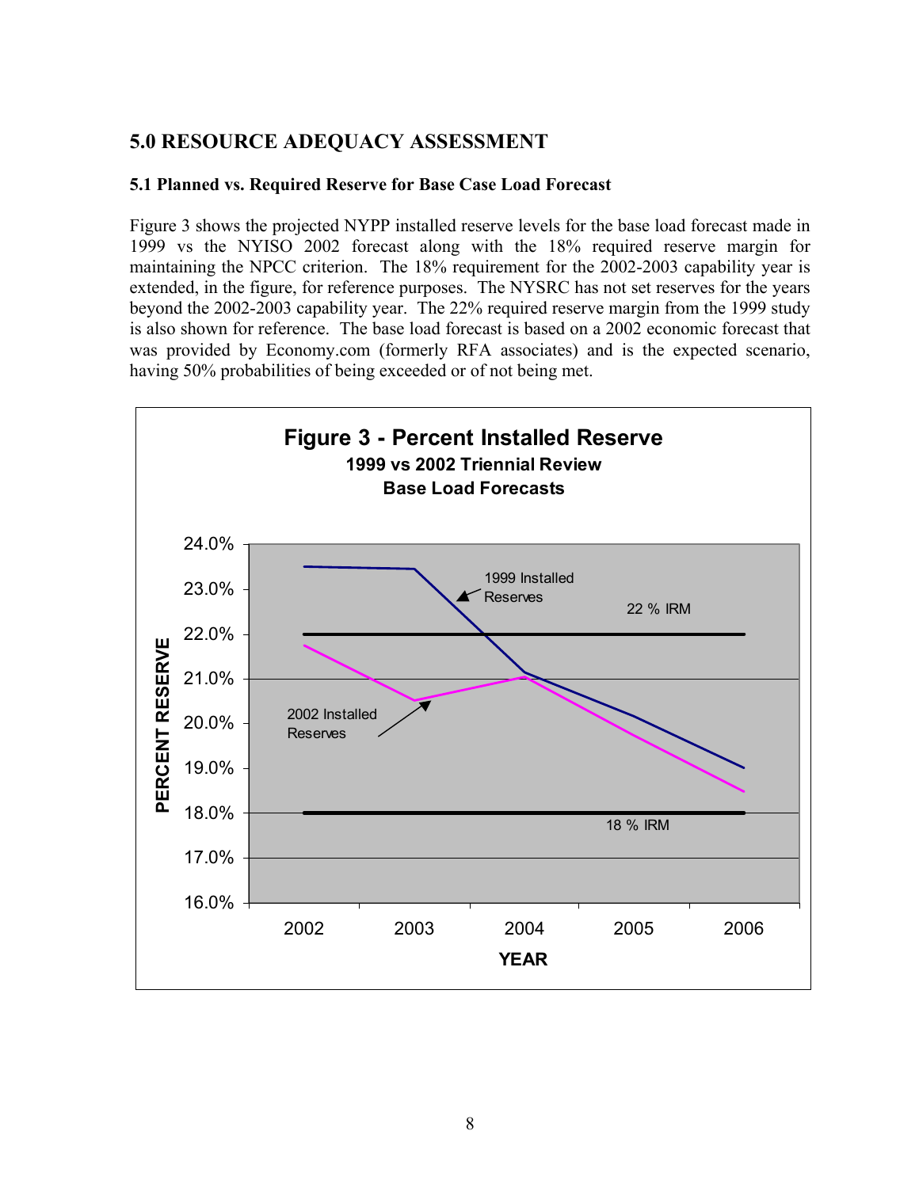## 5.0 RESOURCE ADEQUACY ASSESSMENT

### 5.1 Planned vs. Required Reserve for Base Case Load Forecast

Figure 3 shows the projected NYPP installed reserve levels for the base load forecast made in 1999 vs the NYISO 2002 forecast along with the 18% required reserve margin for maintaining the NPCC criterion. The 18% requirement for the 2002-2003 capability year is extended, in the figure, for reference purposes. The NYSRC has not set reserves for the years beyond the 2002-2003 capability year. The 22% required reserve margin from the 1999 study is also shown for reference. The base load forecast is based on a 2002 economic forecast that was provided by Economy.com (formerly RFA associates) and is the expected scenario, having 50% probabilities of being exceeded or of not being met.

**Figure 3 - Percent Installed Reserve**
**1999 vs 2002 Triennial Review**
**Base Load Forecasts**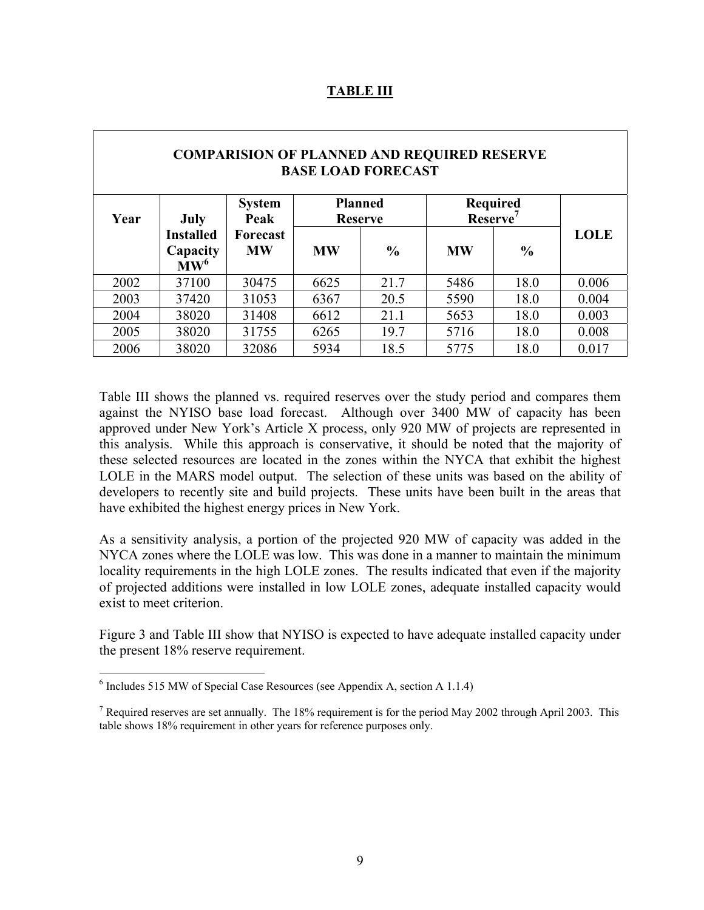**TABLE III**

| COMPARISION OF PLANNED AND REQUIRED RESERVE BASE LOAD FORECAST | | | | | | | |
|---|---|---|---|---|---|---|---|
| Year | July Installed Capacity MW[6] | System Peak Forecast MW | Planned Reserve | | Required Reserve[7] | | LOLE |
| | | | MW | % | MW | % | |
| 2002 | 37100 | 30475 | 6625 | 21.7 | 5486 | 18.0 | 0.006 |
| 2003 | 37420 | 31053 | 6367 | 20.5 | 5590 | 18.0 | 0.004 |
| 2004 | 38020 | 31408 | 6612 | 21.1 | 5653 | 18.0 | 0.003 |
| 2005 | 38020 | 31755 | 6265 | 19.7 | 5716 | 18.0 | 0.008 |
| 2006 | 38020 | 32086 | 5934 | 18.5 | 5775 | 18.0 | 0.017 |

Table III shows the planned vs. required reserves over the study period and compares them against the NYISO base load forecast. Although over 3400 MW of capacity has been approved under New York's Article X process, only 920 MW of projects are represented in this analysis. While this approach is conservative, it should be noted that the majority of these selected resources are located in the zones within the NYCA that exhibit the highest LOLE in the MARS model output. The selection of these units was based on the ability of developers to recently site and build projects. These units have been built in the areas that have exhibited the highest energy prices in New York.

As a sensitivity analysis, a portion of the projected 920 MW of capacity was added in the NYCA zones where the LOLE was low. This was done in a manner to maintain the minimum locality requirements in the high LOLE zones. The results indicated that even if the majority of projected additions were installed in low LOLE zones, adequate installed capacity would exist to meet criterion.

Figure 3 and Table III show that NYISO is expected to have adequate installed capacity under the present 18% reserve requirement.

---

[6] Includes 515 MW of Special Case Resources (see Appendix A, section A 1.1.4)

[7] Required reserves are set annually. The 18% requirement is for the period May 2002 through April 2003. This table shows 18% requirement in other years for reference purposes only.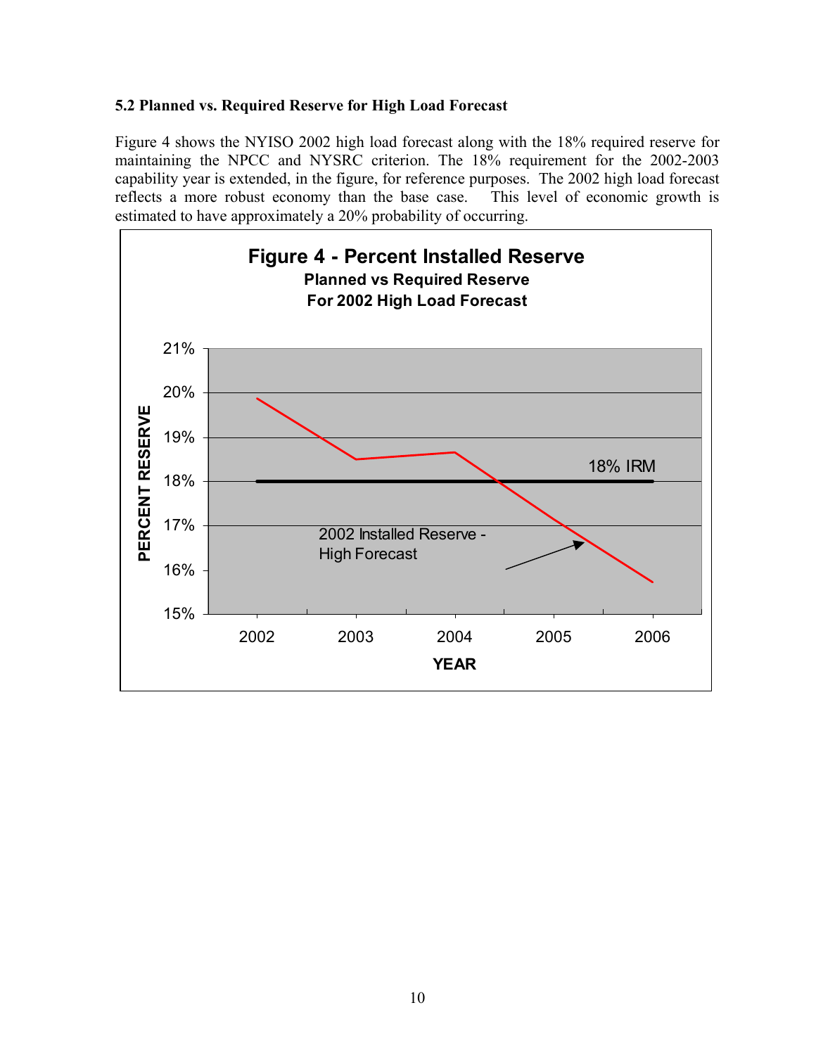### 5.2 Planned vs. Required Reserve for High Load Forecast

Figure 4 shows the NYISO 2002 high load forecast along with the 18% required reserve for maintaining the NPCC and NYSRC criterion. The 18% requirement for the 2002-2003 capability year is extended, in the figure, for reference purposes. The 2002 high load forecast reflects a more robust economy than the base case. This level of economic growth is estimated to have approximately a 20% probability of occurring.

**Figure 4 - Percent Installed Reserve**
**Planned vs Required Reserve**
**For 2002 High Load Forecast**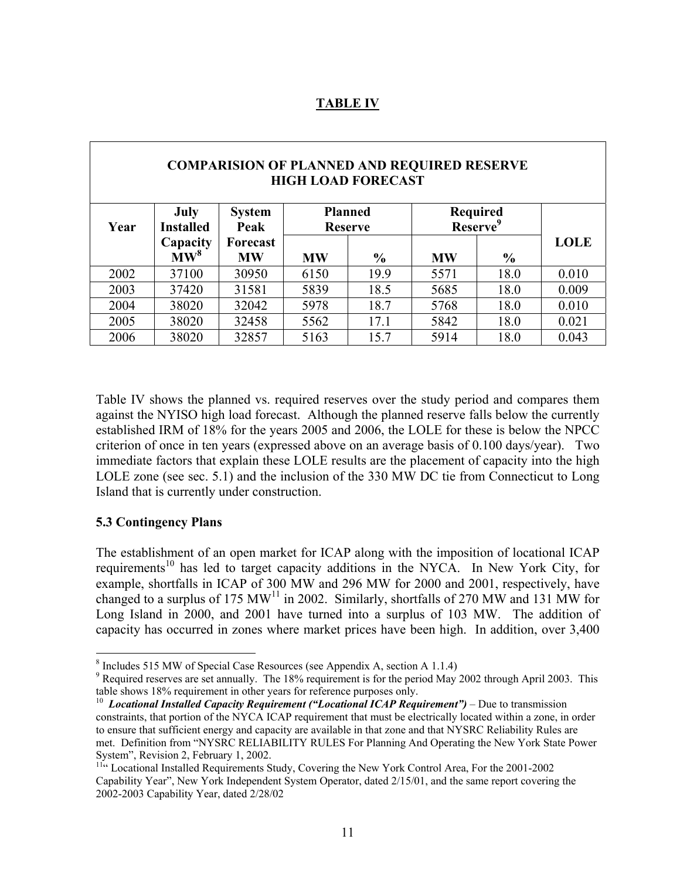## TABLE IV

| COMPARISION OF PLANNED AND REQUIRED RESERVE HIGH LOAD FORECAST | | | | | | | |
|---|---|---|---|---|---|---|---|
| Year | July Installed Capacity MW[8] | System Peak Forecast MW | Planned Reserve | | Required Reserve[9] | | LOLE |
| | | | MW | % | MW | % | |
| 2002 | 37100 | 30950 | 6150 | 19.9 | 5571 | 18.0 | 0.010 |
| 2003 | 37420 | 31581 | 5839 | 18.5 | 5685 | 18.0 | 0.009 |
| 2004 | 38020 | 32042 | 5978 | 18.7 | 5768 | 18.0 | 0.010 |
| 2005 | 38020 | 32458 | 5562 | 17.1 | 5842 | 18.0 | 0.021 |
| 2006 | 38020 | 32857 | 5163 | 15.7 | 5914 | 18.0 | 0.043 |

Table IV shows the planned vs. required reserves over the study period and compares them against the NYISO high load forecast. Although the planned reserve falls below the currently established IRM of 18% for the years 2005 and 2006, the LOLE for these is below the NPCC criterion of once in ten years (expressed above on an average basis of 0.100 days/year). Two immediate factors that explain these LOLE results are the placement of capacity into the high LOLE zone (see sec. 5.1) and the inclusion of the 330 MW DC tie from Connecticut to Long Island that is currently under construction.

### 5.3 Contingency Plans

The establishment of an open market for ICAP along with the imposition of locational ICAP requirements[10] has led to target capacity additions in the NYCA. In New York City, for example, shortfalls in ICAP of 300 MW and 296 MW for 2000 and 2001, respectively, have changed to a surplus of 175 MW[11] in 2002. Similarly, shortfalls of 270 MW and 131 MW for Long Island in 2000, and 2001 have turned into a surplus of 103 MW. The addition of capacity has occurred in zones where market prices have been high. In addition, over 3,400

---

[8] Includes 515 MW of Special Case Resources (see Appendix A, section A 1.1.4)

[9] Required reserves are set annually. The 18% requirement is for the period May 2002 through April 2003. This table shows 18% requirement in other years for reference purposes only.

[10] ***Locational Installed Capacity Requirement ("Locational ICAP Requirement")*** – Due to transmission constraints, that portion of the NYCA ICAP requirement that must be electrically located within a zone, in order to ensure that sufficient energy and capacity are available in that zone and that NYSRC Reliability Rules are met. Definition from "NYSRC RELIABILITY RULES For Planning And Operating the New York State Power System", Revision 2, February 1, 2002.

[11] " Locational Installed Requirements Study, Covering the New York Control Area, For the 2001-2002 Capability Year", New York Independent System Operator, dated 2/15/01, and the same report covering the 2002-2003 Capability Year, dated 2/28/02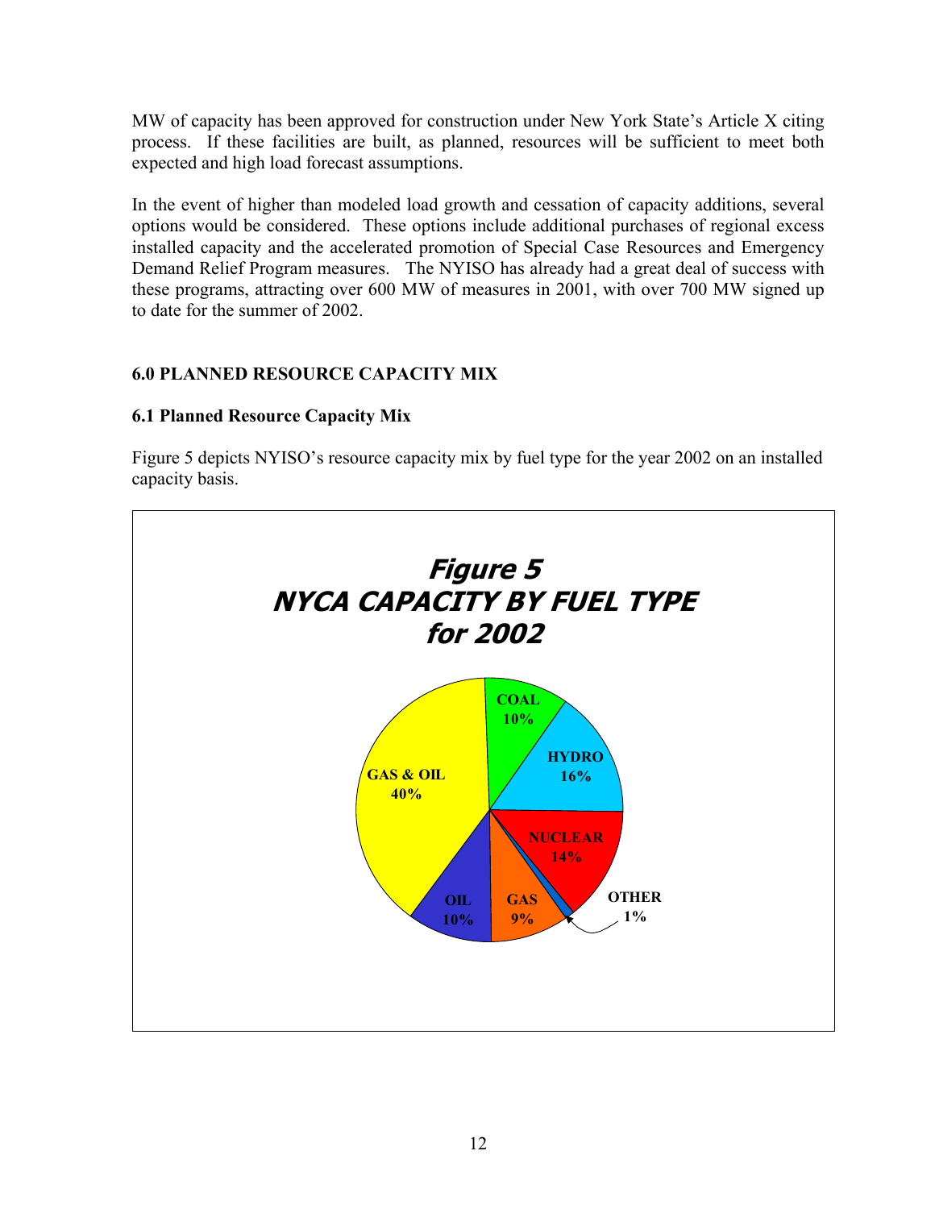MW of capacity has been approved for construction under New York State's Article X citing process. If these facilities are built, as planned, resources will be sufficient to meet both expected and high load forecast assumptions.

In the event of higher than modeled load growth and cessation of capacity additions, several options would be considered. These options include additional purchases of regional excess installed capacity and the accelerated promotion of Special Case Resources and Emergency Demand Relief Program measures. The NYISO has already had a great deal of success with these programs, attracting over 600 MW of measures in 2001, with over 700 MW signed up to date for the summer of 2002.

## 6.0 PLANNED RESOURCE CAPACITY MIX

### 6.1 Planned Resource Capacity Mix

Figure 5 depicts NYISO's resource capacity mix by fuel type for the year 2002 on an installed capacity basis.

***Figure 5***
***NYCA CAPACITY BY FUEL TYPE for 2002***

| Fuel Type | Share |
|---|---|
| GAS & OIL | 40% |
| COAL | 10% |
| HYDRO | 16% |
| NUCLEAR | 14% |
| OTHER | 1% |
| GAS | 9% |
| OIL | 10% |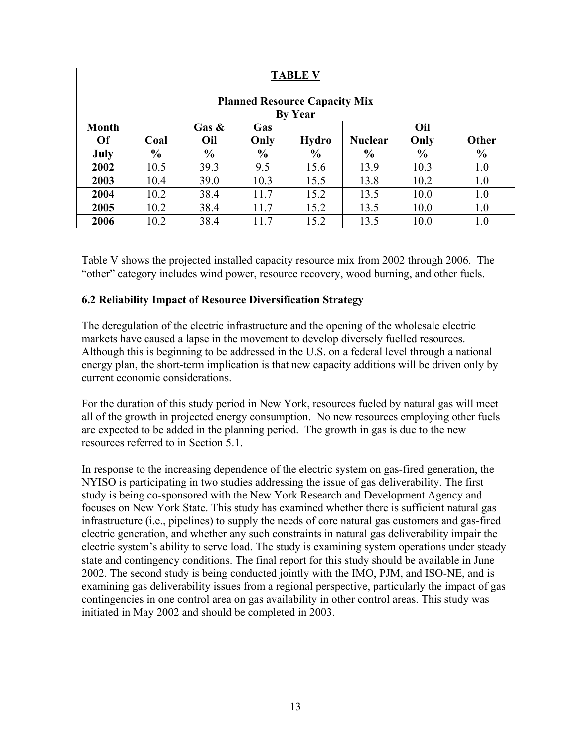**TABLE V**

**Planned Resource Capacity Mix By Year**

| Month Of July | Coal % | Gas & Oil % | Gas Only % | Hydro % | Nuclear % | Oil Only % | Other % |
|---|---|---|---|---|---|---|---|
| **2002** | 10.5 | 39.3 | 9.5 | 15.6 | 13.9 | 10.3 | 1.0 |
| **2003** | 10.4 | 39.0 | 10.3 | 15.5 | 13.8 | 10.2 | 1.0 |
| **2004** | 10.2 | 38.4 | 11.7 | 15.2 | 13.5 | 10.0 | 1.0 |
| **2005** | 10.2 | 38.4 | 11.7 | 15.2 | 13.5 | 10.0 | 1.0 |
| **2006** | 10.2 | 38.4 | 11.7 | 15.2 | 13.5 | 10.0 | 1.0 |

Table V shows the projected installed capacity resource mix from 2002 through 2006. The "other" category includes wind power, resource recovery, wood burning, and other fuels.

### 6.2 Reliability Impact of Resource Diversification Strategy

The deregulation of the electric infrastructure and the opening of the wholesale electric markets have caused a lapse in the movement to develop diversely fuelled resources. Although this is beginning to be addressed in the U.S. on a federal level through a national energy plan, the short-term implication is that new capacity additions will be driven only by current economic considerations.

For the duration of this study period in New York, resources fueled by natural gas will meet all of the growth in projected energy consumption. No new resources employing other fuels are expected to be added in the planning period. The growth in gas is due to the new resources referred to in Section 5.1.

In response to the increasing dependence of the electric system on gas-fired generation, the NYISO is participating in two studies addressing the issue of gas deliverability. The first study is being co-sponsored with the New York Research and Development Agency and focuses on New York State. This study has examined whether there is sufficient natural gas infrastructure (i.e., pipelines) to supply the needs of core natural gas customers and gas-fired electric generation, and whether any such constraints in natural gas deliverability impair the electric system's ability to serve load. The study is examining system operations under steady state and contingency conditions. The final report for this study should be available in June 2002. The second study is being conducted jointly with the IMO, PJM, and ISO-NE, and is examining gas deliverability issues from a regional perspective, particularly the impact of gas contingencies in one control area on gas availability in other control areas. This study was initiated in May 2002 and should be completed in 2003.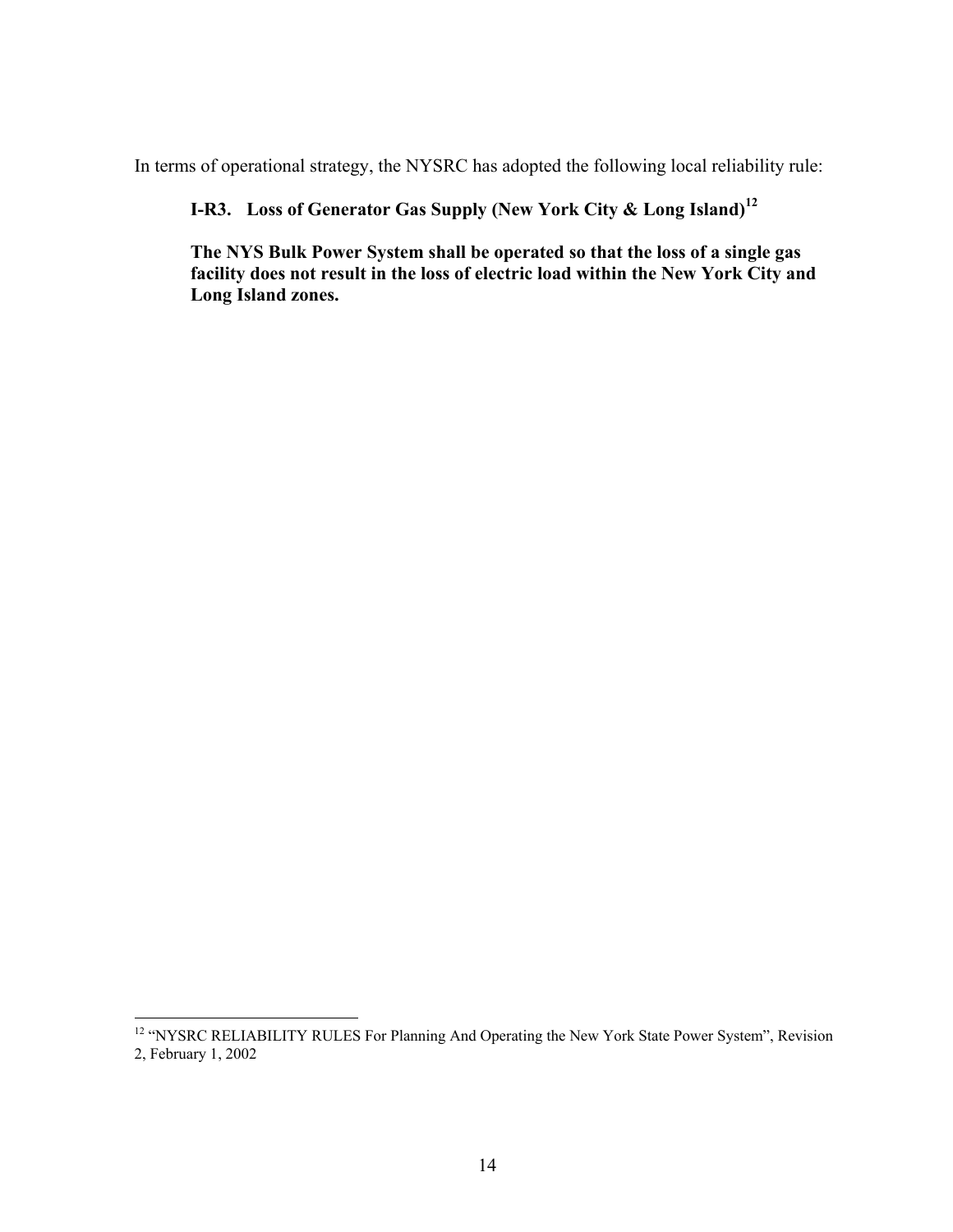In terms of operational strategy, the NYSRC has adopted the following local reliability rule:

> **I-R3. Loss of Generator Gas Supply (New York City & Long Island)**[12]
>
> **The NYS Bulk Power System shall be operated so that the loss of a single gas facility does not result in the loss of electric load within the New York City and Long Island zones.**

[12] "NYSRC RELIABILITY RULES For Planning And Operating the New York State Power System", Revision 2, February 1, 2002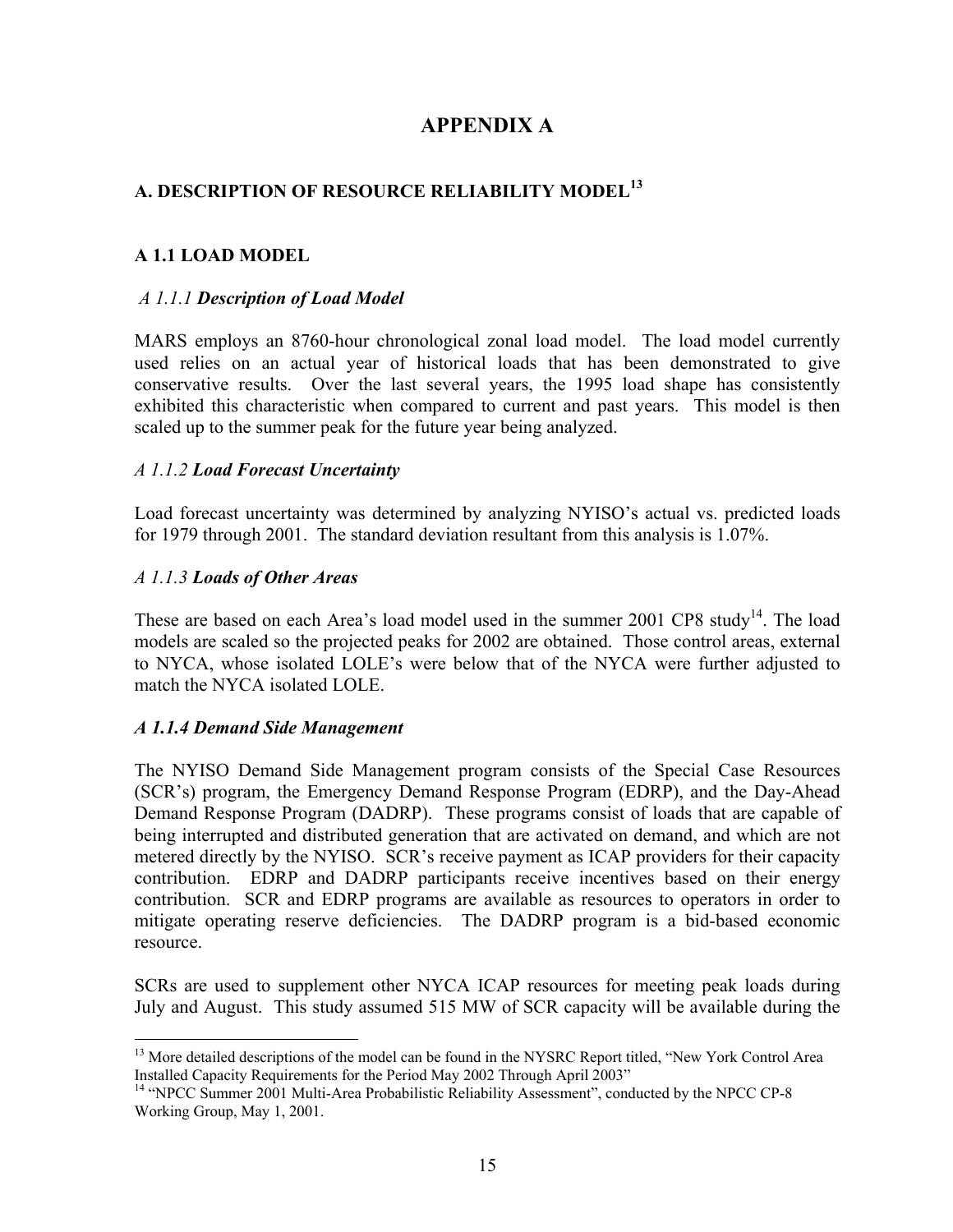# APPENDIX A

## A. DESCRIPTION OF RESOURCE RELIABILITY MODEL[13]

### A 1.1 LOAD MODEL

#### *A 1.1.1 **Description of Load Model***

MARS employs an 8760-hour chronological zonal load model. The load model currently used relies on an actual year of historical loads that has been demonstrated to give conservative results. Over the last several years, the 1995 load shape has consistently exhibited this characteristic when compared to current and past years. This model is then scaled up to the summer peak for the future year being analyzed.

#### *A 1.1.2 **Load Forecast Uncertainty***

Load forecast uncertainty was determined by analyzing NYISO's actual vs. predicted loads for 1979 through 2001. The standard deviation resultant from this analysis is 1.07%.

#### *A 1.1.3 **Loads of Other Areas***

These are based on each Area's load model used in the summer 2001 CP8 study[14]. The load models are scaled so the projected peaks for 2002 are obtained. Those control areas, external to NYCA, whose isolated LOLE's were below that of the NYCA were further adjusted to match the NYCA isolated LOLE.

#### ***A 1.1.4 Demand Side Management***

The NYISO Demand Side Management program consists of the Special Case Resources (SCR's) program, the Emergency Demand Response Program (EDRP), and the Day-Ahead Demand Response Program (DADRP). These programs consist of loads that are capable of being interrupted and distributed generation that are activated on demand, and which are not metered directly by the NYISO. SCR's receive payment as ICAP providers for their capacity contribution. EDRP and DADRP participants receive incentives based on their energy contribution. SCR and EDRP programs are available as resources to operators in order to mitigate operating reserve deficiencies. The DADRP program is a bid-based economic resource.

SCRs are used to supplement other NYCA ICAP resources for meeting peak loads during July and August. This study assumed 515 MW of SCR capacity will be available during the

---

[13] More detailed descriptions of the model can be found in the NYSRC Report titled, "New York Control Area Installed Capacity Requirements for the Period May 2002 Through April 2003"

[14] "NPCC Summer 2001 Multi-Area Probabilistic Reliability Assessment", conducted by the NPCC CP-8 Working Group, May 1, 2001.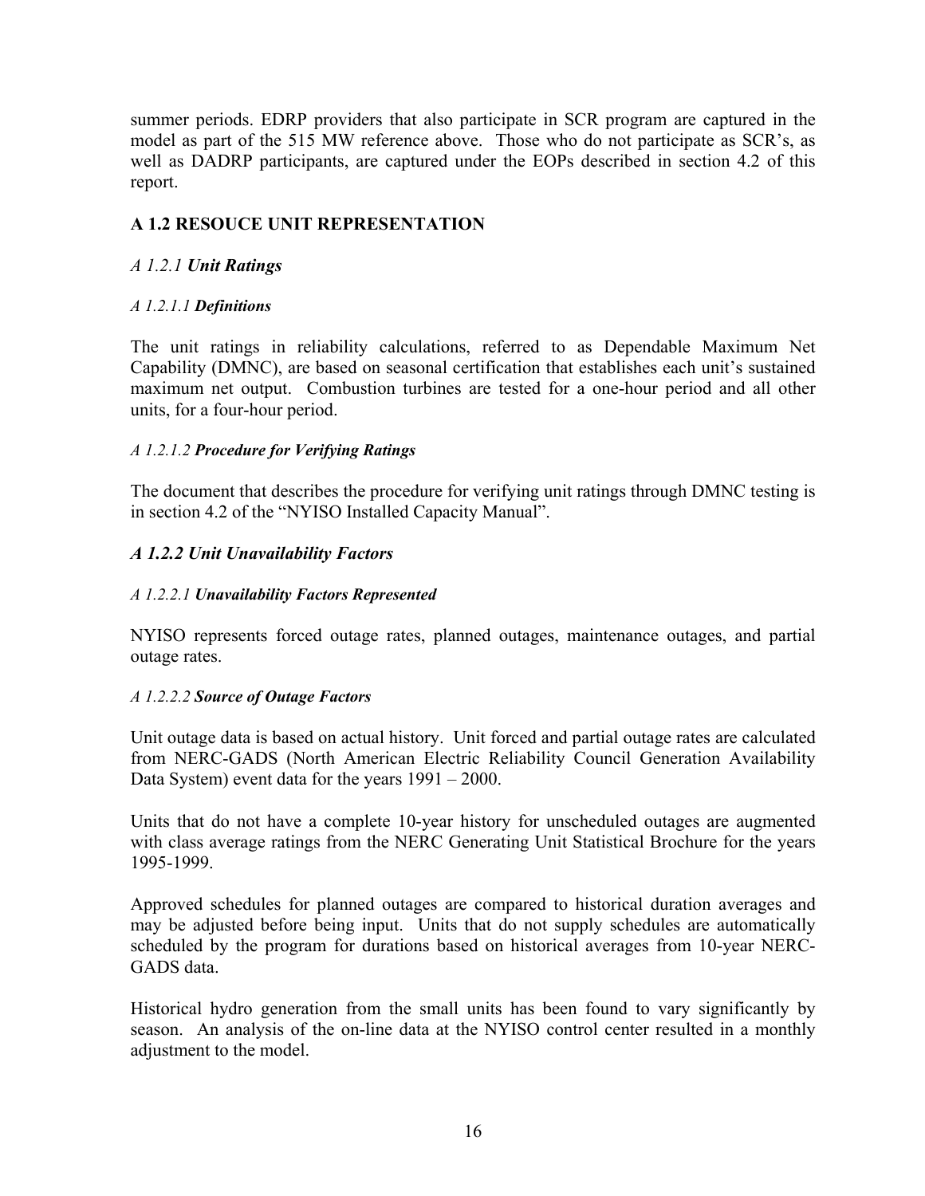summer periods. EDRP providers that also participate in SCR program are captured in the model as part of the 515 MW reference above. Those who do not participate as SCR's, as well as DADRP participants, are captured under the EOPs described in section 4.2 of this report.

## A 1.2 RESOUCE UNIT REPRESENTATION

### *A 1.2.1* ***Unit Ratings***

#### *A 1.2.1.1* ***Definitions***

The unit ratings in reliability calculations, referred to as Dependable Maximum Net Capability (DMNC), are based on seasonal certification that establishes each unit's sustained maximum net output. Combustion turbines are tested for a one-hour period and all other units, for a four-hour period.

#### *A 1.2.1.2* ***Procedure for Verifying Ratings***

The document that describes the procedure for verifying unit ratings through DMNC testing is in section 4.2 of the "NYISO Installed Capacity Manual".

### ***A 1.2.2 Unit Unavailability Factors***

#### *A 1.2.2.1* ***Unavailability Factors Represented***

NYISO represents forced outage rates, planned outages, maintenance outages, and partial outage rates.

#### *A 1.2.2.2* ***Source of Outage Factors***

Unit outage data is based on actual history. Unit forced and partial outage rates are calculated from NERC-GADS (North American Electric Reliability Council Generation Availability Data System) event data for the years 1991 – 2000.

Units that do not have a complete 10-year history for unscheduled outages are augmented with class average ratings from the NERC Generating Unit Statistical Brochure for the years 1995-1999.

Approved schedules for planned outages are compared to historical duration averages and may be adjusted before being input. Units that do not supply schedules are automatically scheduled by the program for durations based on historical averages from 10-year NERC-GADS data.

Historical hydro generation from the small units has been found to vary significantly by season. An analysis of the on-line data at the NYISO control center resulted in a monthly adjustment to the model.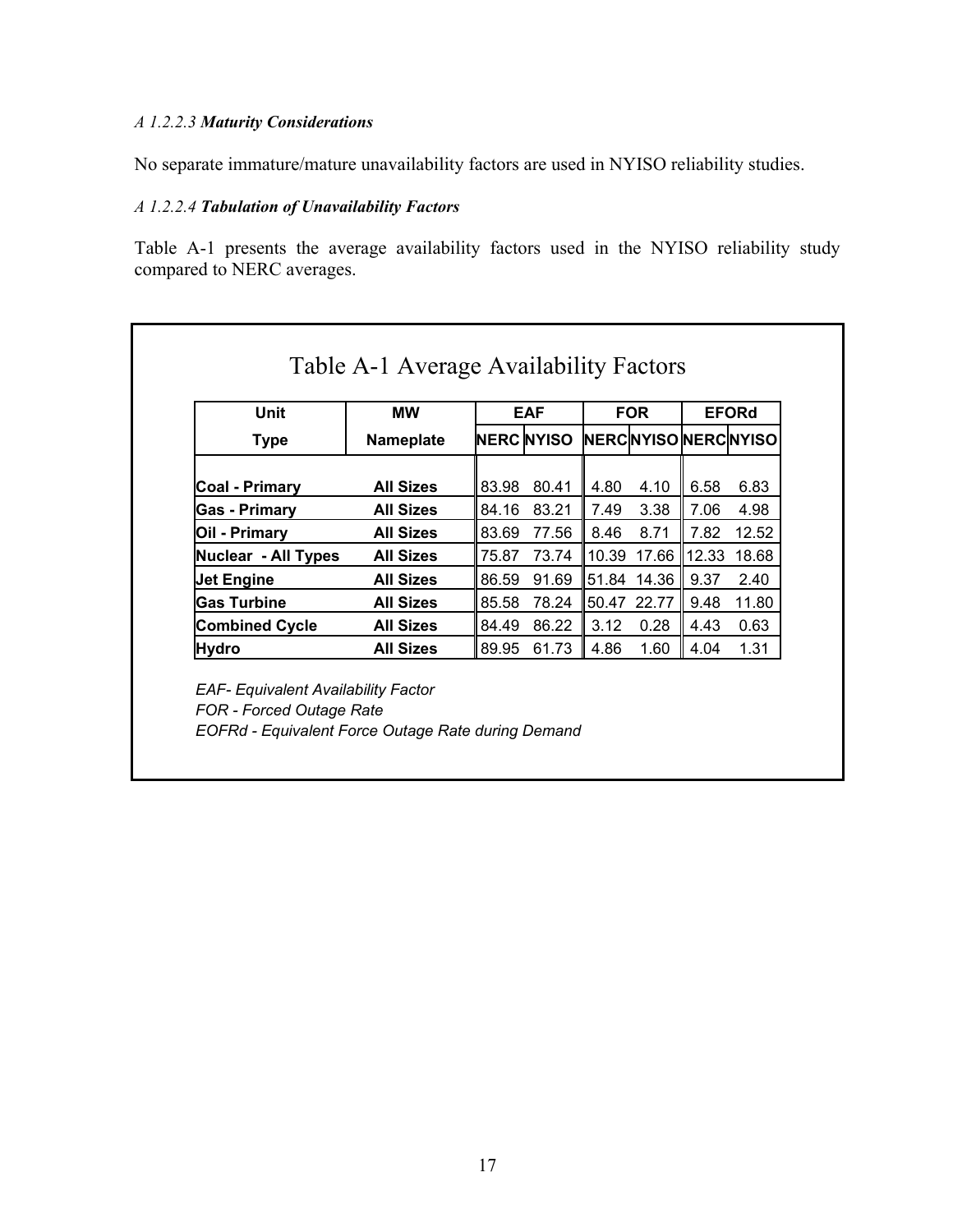*A 1.2.2.3* ***Maturity Considerations***

No separate immature/mature unavailability factors are used in NYISO reliability studies.

*A 1.2.2.4* ***Tabulation of Unavailability Factors***

Table A-1 presents the average availability factors used in the NYISO reliability study compared to NERC averages.

Table A-1 Average Availability Factors

| Unit | MW | EAF | | FOR | | EFORd | |
|---|---|---|---|---|---|---|---|
| **Type** | **Nameplate** | **NERC** | **NYISO** | **NERC** | **NYISO** | **NERC** | **NYISO** |
| **Coal - Primary** | **All Sizes** | 83.98 | 80.41 | 4.80 | 4.10 | 6.58 | 6.83 |
| **Gas - Primary** | **All Sizes** | 84.16 | 83.21 | 7.49 | 3.38 | 7.06 | 4.98 |
| **Oil - Primary** | **All Sizes** | 83.69 | 77.56 | 8.46 | 8.71 | 7.82 | 12.52 |
| **Nuclear - All Types** | **All Sizes** | 75.87 | 73.74 | 10.39 | 17.66 | 12.33 | 18.68 |
| **Jet Engine** | **All Sizes** | 86.59 | 91.69 | 51.84 | 14.36 | 9.37 | 2.40 |
| **Gas Turbine** | **All Sizes** | 85.58 | 78.24 | 50.47 | 22.77 | 9.48 | 11.80 |
| **Combined Cycle** | **All Sizes** | 84.49 | 86.22 | 3.12 | 0.28 | 4.43 | 0.63 |
| **Hydro** | **All Sizes** | 89.95 | 61.73 | 4.86 | 1.60 | 4.04 | 1.31 |

*EAF- Equivalent Availability Factor*
*FOR - Forced Outage Rate*
*EOFRd - Equivalent Force Outage Rate during Demand*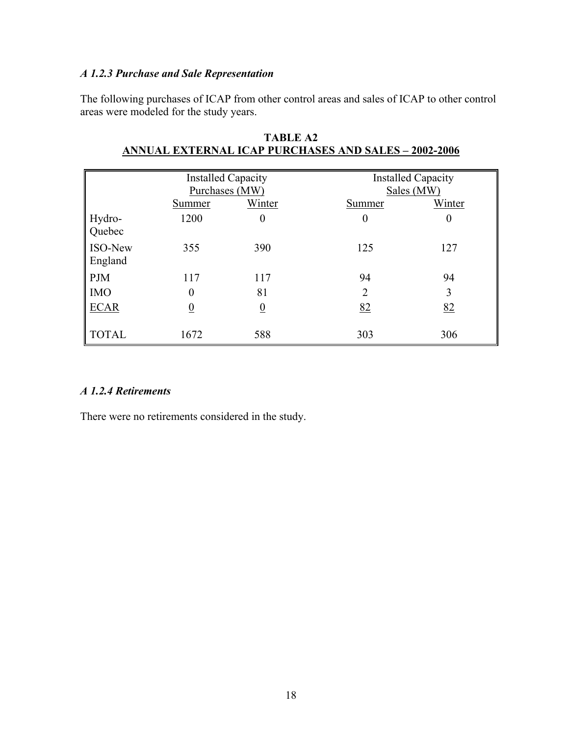### *A 1.2.3 Purchase and Sale Representation*

The following purchases of ICAP from other control areas and sales of ICAP to other control areas were modeled for the study years.

**TABLE A2**
**ANNUAL EXTERNAL ICAP PURCHASES AND SALES – 2002-2006**

| | Installed Capacity Purchases (MW) | | Installed Capacity Sales (MW) | |
|---|---|---|---|---|
| | Summer | Winter | Summer | Winter |
| Hydro-Quebec | 1200 | 0 | 0 | 0 |
| ISO-New England | 355 | 390 | 125 | 127 |
| PJM | 117 | 117 | 94 | 94 |
| IMO | 0 | 81 | 2 | 3 |
| ECAR | 0 | 0 | 82 | 82 |
| TOTAL | 1672 | 588 | 303 | 306 |

### *A 1.2.4 Retirements*

There were no retirements considered in the study.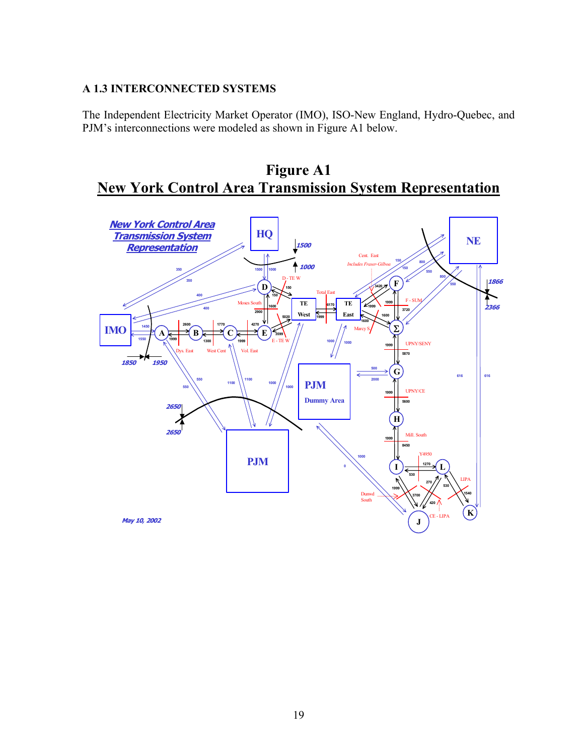### A 1.3 INTERCONNECTED SYSTEMS

The Independent Electricity Market Operator (IMO), ISO-New England, Hydro-Quebec, and PJM's interconnections were modeled as shown in Figure A1 below.

## Figure A1

## New York Control Area Transmission System Representation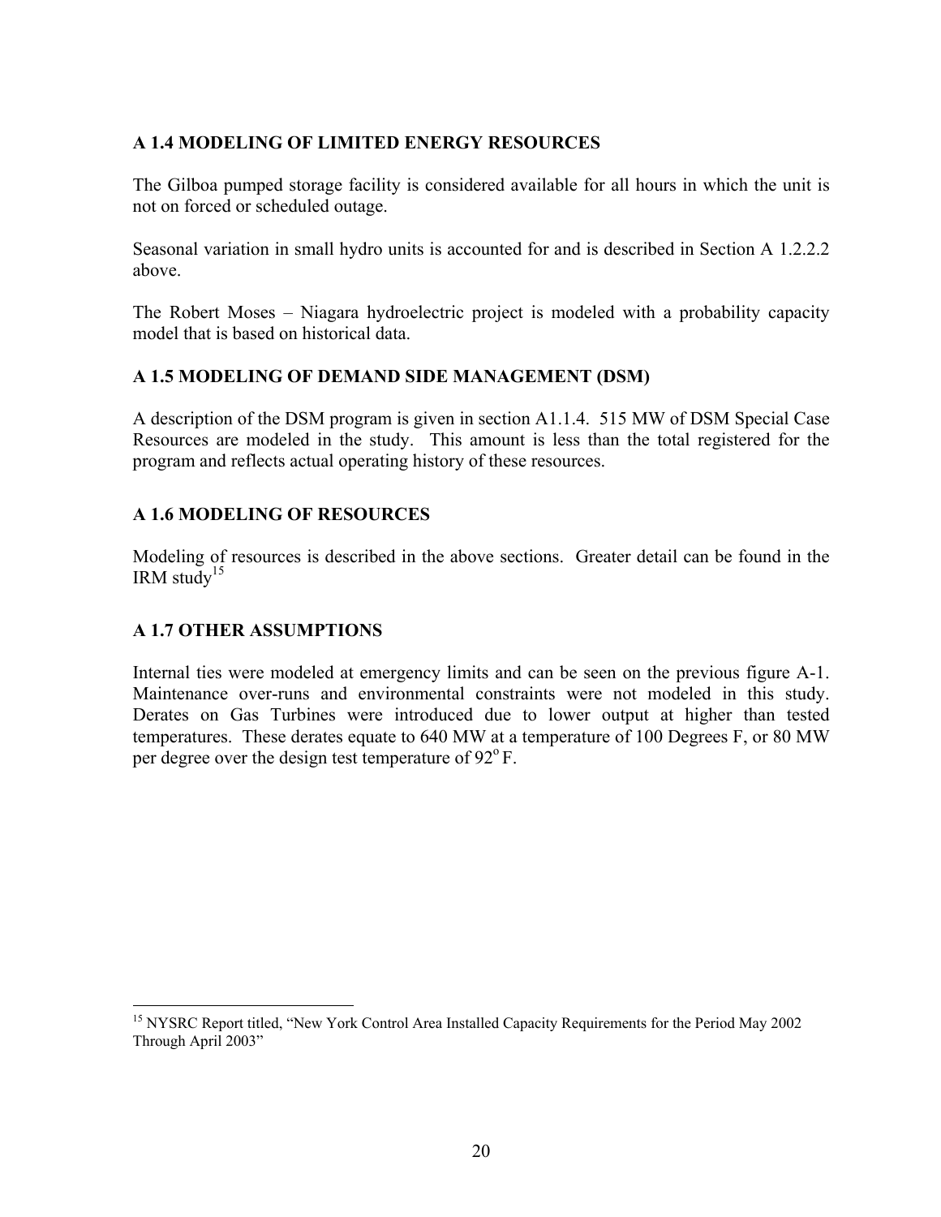### A 1.4 MODELING OF LIMITED ENERGY RESOURCES

The Gilboa pumped storage facility is considered available for all hours in which the unit is not on forced or scheduled outage.

Seasonal variation in small hydro units is accounted for and is described in Section A 1.2.2.2 above.

The Robert Moses – Niagara hydroelectric project is modeled with a probability capacity model that is based on historical data.

### A 1.5 MODELING OF DEMAND SIDE MANAGEMENT (DSM)

A description of the DSM program is given in section A1.1.4. 515 MW of DSM Special Case Resources are modeled in the study. This amount is less than the total registered for the program and reflects actual operating history of these resources.

### A 1.6 MODELING OF RESOURCES

Modeling of resources is described in the above sections. Greater detail can be found in the IRM study[15]

### A 1.7 OTHER ASSUMPTIONS

Internal ties were modeled at emergency limits and can be seen on the previous figure A-1. Maintenance over-runs and environmental constraints were not modeled in this study. Derates on Gas Turbines were introduced due to lower output at higher than tested temperatures. These derates equate to 640 MW at a temperature of 100 Degrees F, or 80 MW per degree over the design test temperature of $92^{o}$ F.

---

[15] NYSRC Report titled, "New York Control Area Installed Capacity Requirements for the Period May 2002 Through April 2003"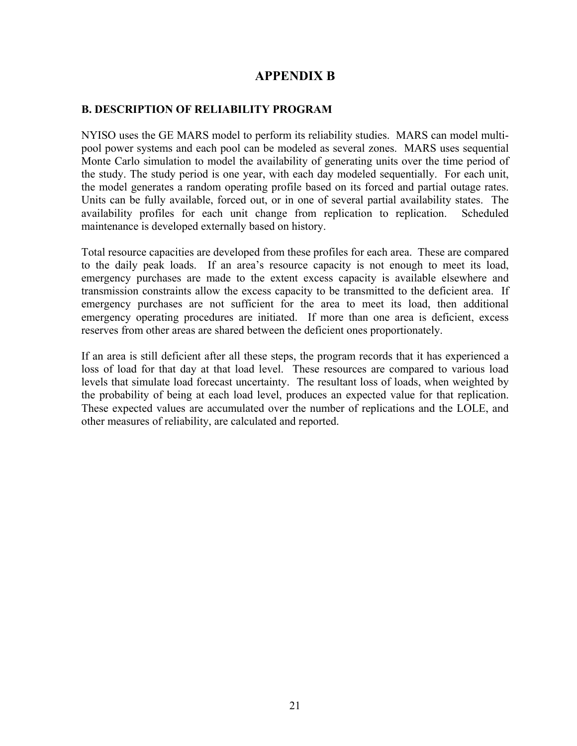# APPENDIX B

## B. DESCRIPTION OF RELIABILITY PROGRAM

NYISO uses the GE MARS model to perform its reliability studies. MARS can model multi-pool power systems and each pool can be modeled as several zones. MARS uses sequential Monte Carlo simulation to model the availability of generating units over the time period of the study. The study period is one year, with each day modeled sequentially. For each unit, the model generates a random operating profile based on its forced and partial outage rates. Units can be fully available, forced out, or in one of several partial availability states. The availability profiles for each unit change from replication to replication. Scheduled maintenance is developed externally based on history.

Total resource capacities are developed from these profiles for each area. These are compared to the daily peak loads. If an area's resource capacity is not enough to meet its load, emergency purchases are made to the extent excess capacity is available elsewhere and transmission constraints allow the excess capacity to be transmitted to the deficient area. If emergency purchases are not sufficient for the area to meet its load, then additional emergency operating procedures are initiated. If more than one area is deficient, excess reserves from other areas are shared between the deficient ones proportionately.

If an area is still deficient after all these steps, the program records that it has experienced a loss of load for that day at that load level. These resources are compared to various load levels that simulate load forecast uncertainty. The resultant loss of loads, when weighted by the probability of being at each load level, produces an expected value for that replication. These expected values are accumulated over the number of replications and the LOLE, and other measures of reliability, are calculated and reported.